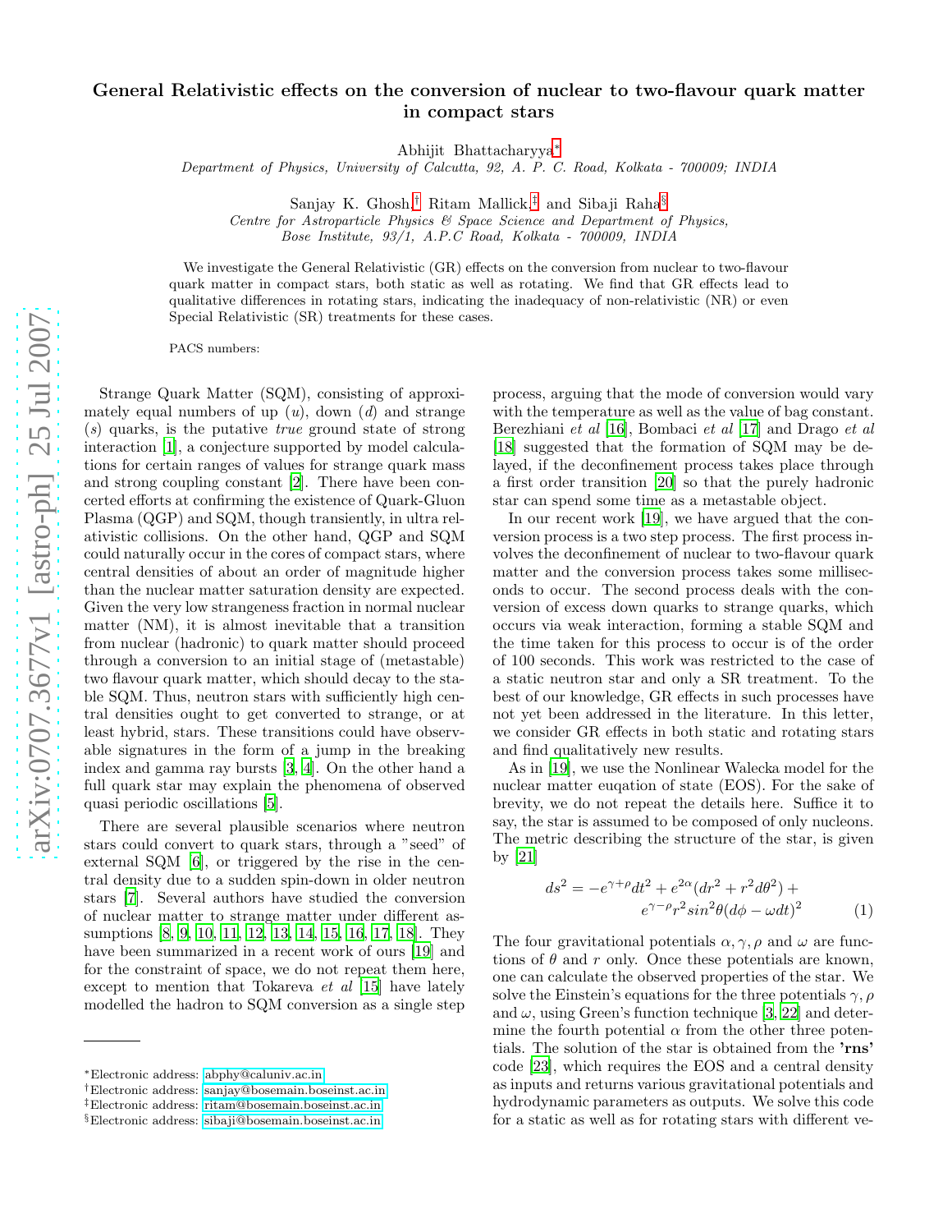# General Relativistic effects on the conversion of nuclear to two-flavour quark matter in compact stars

Abhijit Bhattacharyya[*]

*Department of Physics, University of Calcutta, 92, A. P. C. Road, Kolkata - 700009; INDIA*

Sanjay K. Ghosh,[†] Ritam Mallick,[‡] and Sibaji Raha[§]

*Centre for Astroparticle Physics & Space Science and Department of Physics, Bose Institute, 93/1, A.P.C Road, Kolkata - 700009, INDIA*

We investigate the General Relativistic (GR) effects on the conversion from nuclear to two-flavour quark matter in compact stars, both static as well as rotating. We find that GR effects lead to qualitative differences in rotating stars, indicating the inadequacy of non-relativistic (NR) or even Special Relativistic (SR) treatments for these cases.

PACS numbers:

Strange Quark Matter (SQM), consisting of approximately equal numbers of up ($u$), down ($d$) and strange ($s$) quarks, is the putative *true* ground state of strong interaction [1], a conjecture supported by model calculations for certain ranges of values for strange quark mass and strong coupling constant [2]. There have been concerted efforts at confirming the existence of Quark-Gluon Plasma (QGP) and SQM, though transiently, in ultra relativistic collisions. On the other hand, QGP and SQM could naturally occur in the cores of compact stars, where central densities of about an order of magnitude higher than the nuclear matter saturation density are expected. Given the very low strangeness fraction in normal nuclear matter (NM), it is almost inevitable that a transition from nuclear (hadronic) to quark matter should proceed through a conversion to an initial stage of (metastable) two flavour quark matter, which should decay to the stable SQM. Thus, neutron stars with sufficiently high central densities ought to get converted to strange, or at least hybrid, stars. These transitions could have observable signatures in the form of a jump in the breaking index and gamma ray bursts [3, 4]. On the other hand a full quark star may explain the phenomena of observed quasi periodic oscillations [5].

There are several plausible scenarios where neutron stars could convert to quark stars, through a "seed" of external SQM [6], or triggered by the rise in the central density due to a sudden spin-down in older neutron stars [7]. Several authors have studied the conversion of nuclear matter to strange matter under different assumptions [8, 9, 10, 11, 12, 13, 14, 15, 16, 17, 18]. They have been summarized in a recent work of ours [19] and for the constraint of space, we do not repeat them here, except to mention that Tokareva *et al* [15] have lately modelled the hadron to SQM conversion as a single step process, arguing that the mode of conversion would vary with the temperature as well as the value of bag constant. Berezhiani *et al* [16], Bombaci *et al* [17] and Drago *et al* [18] suggested that the formation of SQM may be delayed, if the deconfinement process takes place through a first order transition [20] so that the purely hadronic star can spend some time as a metastable object.

In our recent work [19], we have argued that the conversion process is a two step process. The first process involves the deconfinement of nuclear to two-flavour quark matter and the conversion process takes some milliseconds to occur. The second process deals with the conversion of excess down quarks to strange quarks, which occurs via weak interaction, forming a stable SQM and the time taken for this process to occur is of the order of 100 seconds. This work was restricted to the case of a static neutron star and only a SR treatment. To the best of our knowledge, GR effects in such processes have not yet been addressed in the literature. In this letter, we consider GR effects in both static and rotating stars and find qualitatively new results.

As in [19], we use the Nonlinear Walecka model for the nuclear matter euqation of state (EOS). For the sake of brevity, we do not repeat the details here. Suffice it to say, the star is assumed to be composed of only nucleons. The metric describing the structure of the star, is given by [21]

$$ds^2 = -e^{\gamma+\rho}dt^2 + e^{2\alpha}(dr^2 + r^2d\theta^2) + e^{\gamma-\rho}r^2 sin^2\theta(d\phi - \omega dt)^2 \qquad (1)$$

The four gravitational potentials $\alpha, \gamma, \rho$ and $\omega$ are functions of $\theta$ and $r$ only. Once these potentials are known, one can calculate the observed properties of the star. We solve the Einstein's equations for the three potentials $\gamma, \rho$ and $\omega$, using Green's function technique [3, 22] and determine the fourth potential $\alpha$ from the other three potentials. The solution of the star is obtained from the **'rns'** code [23], which requires the EOS and a central density as inputs and returns various gravitational potentials and hydrodynamic parameters as outputs. We solve this code for a static as well as for rotating stars with different ve-

---

[*] Electronic address: abphy@caluniv.ac.in
[†] Electronic address: sanjay@bosemain.boseinst.ac.in
[‡] Electronic address: ritam@bosemain.boseinst.ac.in
[§] Electronic address: sibaji@bosemain.boseinst.ac.in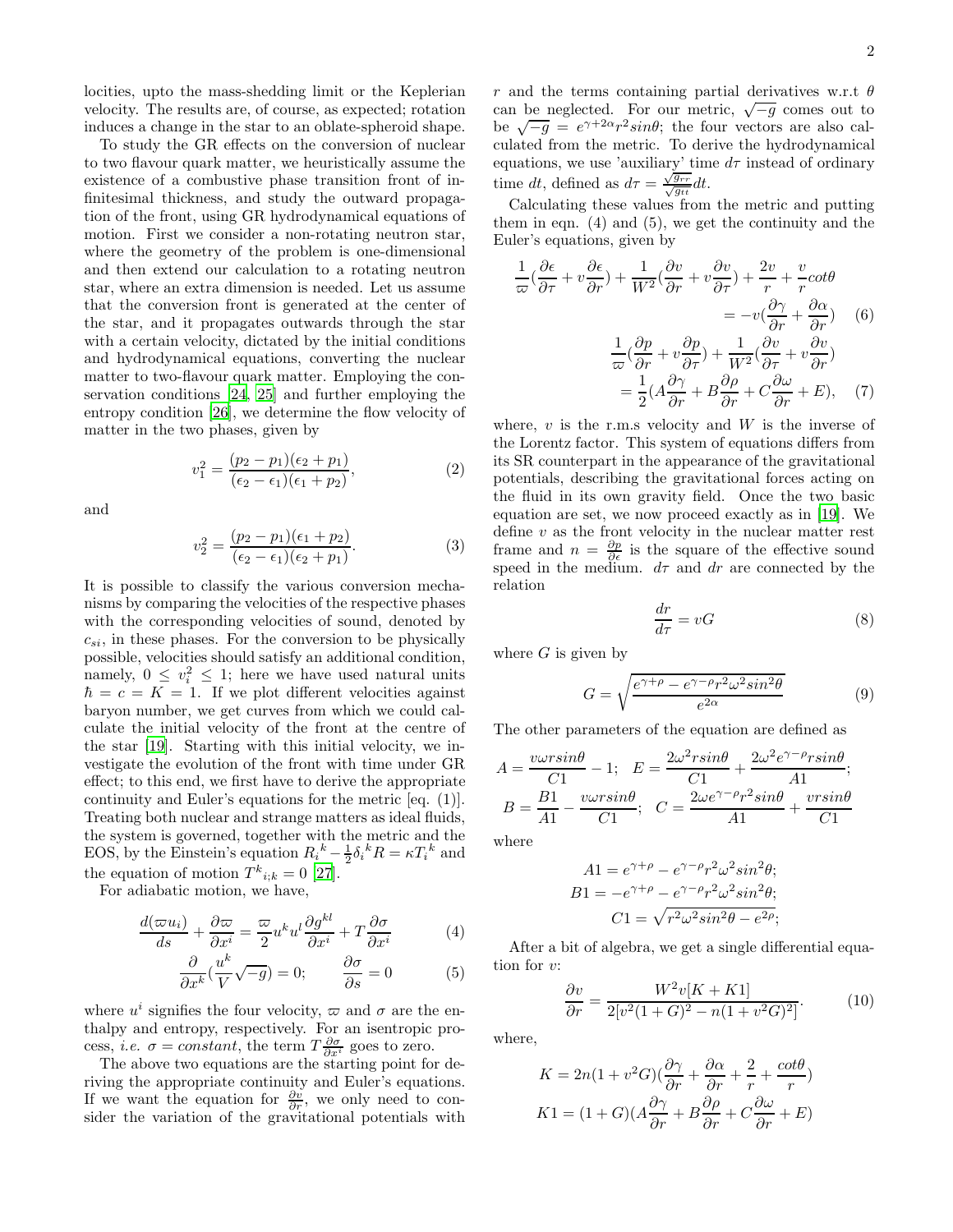locities, upto the mass-shedding limit or the Keplerian velocity. The results are, of course, as expected; rotation induces a change in the star to an oblate-spheroid shape.

To study the GR effects on the conversion of nuclear to two flavour quark matter, we heuristically assume the existence of a combustive phase transition front of infinitesimal thickness, and study the outward propagation of the front, using GR hydrodynamical equations of motion. First we consider a non-rotating neutron star, where the geometry of the problem is one-dimensional and then extend our calculation to a rotating neutron star, where an extra dimension is needed. Let us assume that the conversion front is generated at the center of the star, and it propagates outwards through the star with a certain velocity, dictated by the initial conditions and hydrodynamical equations, converting the nuclear matter to two-flavour quark matter. Employing the conservation conditions [24, 25] and further employing the entropy condition [26], we determine the flow velocity of matter in the two phases, given by

$$v_1^2 = \frac{(p_2 - p_1)(\epsilon_2 + p_1)}{(\epsilon_2 - \epsilon_1)(\epsilon_1 + p_2)}, \tag{2}$$

and

$$v_2^2 = \frac{(p_2 - p_1)(\epsilon_1 + p_2)}{(\epsilon_2 - \epsilon_1)(\epsilon_2 + p_1)}. \tag{3}$$

It is possible to classify the various conversion mechanisms by comparing the velocities of the respective phases with the corresponding velocities of sound, denoted by $c_{si}$, in these phases. For the conversion to be physically possible, velocities should satisfy an additional condition, namely, $0 \leq v_i^2 \leq 1$; here we have used natural units $\hbar = c = K = 1$. If we plot different velocities against baryon number, we get curves from which we could calculate the initial velocity of the front at the centre of the star [19]. Starting with this initial velocity, we investigate the evolution of the front with time under GR effect; to this end, we first have to derive the appropriate continuity and Euler's equations for the metric [eq. (1)]. Treating both nuclear and strange matters as ideal fluids, the system is governed, together with the metric and the EOS, by the Einstein's equation $R_i{}^k - \frac{1}{2}\delta_i{}^k R = \kappa T_i{}^k$ and the equation of motion $T^k{}_{i;k} = 0$ [27].

For adiabatic motion, we have,

$$\frac{d(\varpi u_i)}{ds} + \frac{\partial \varpi}{\partial x^i} = \frac{\varpi}{2} u^k u^l \frac{\partial g^{kl}}{\partial x^i} + T\frac{\partial \sigma}{\partial x^i} \tag{4}$$

$$\frac{\partial}{\partial x^k}\left(\frac{u^k}{V}\sqrt{-g}\right) = 0; \qquad \frac{\partial \sigma}{\partial s} = 0 \tag{5}$$

where $u^i$ signifies the four velocity, $\varpi$ and $\sigma$ are the enthalpy and entropy, respectively. For an isentropic process, *i.e.* $\sigma = constant$, the term $T\frac{\partial \sigma}{\partial x^i}$ goes to zero.

The above two equations are the starting point for deriving the appropriate continuity and Euler's equations. If we want the equation for $\frac{\partial v}{\partial r}$, we only need to consider the variation of the gravitational potentials with $r$ and the terms containing partial derivatives w.r.t $\theta$ can be neglected. For our metric, $\sqrt{-g}$ comes out to be $\sqrt{-g} = e^{\gamma+2\alpha} r^2 sin\theta$; the four vectors are also calculated from the metric. To derive the hydrodynamical equations, we use 'auxiliary' time $d\tau$ instead of ordinary time $dt$, defined as $d\tau = \frac{\sqrt{g_{rr}}}{\sqrt{g_{tt}}}dt$.

Calculating these values from the metric and putting them in eqn. (4) and (5), we get the continuity and the Euler's equations, given by

$$\frac{1}{\varpi}\left(\frac{\partial \epsilon}{\partial \tau} + v\frac{\partial \epsilon}{\partial r}\right) + \frac{1}{W^2}\left(\frac{\partial v}{\partial r} + v\frac{\partial v}{\partial \tau}\right) + \frac{2v}{r} + \frac{v}{r}cot\theta = -v\left(\frac{\partial \gamma}{\partial r} + \frac{\partial \alpha}{\partial r}\right) \tag{6}$$

$$\frac{1}{\varpi}\left(\frac{\partial p}{\partial r} + v\frac{\partial p}{\partial \tau}\right) + \frac{1}{W^2}\left(\frac{\partial v}{\partial \tau} + v\frac{\partial v}{\partial r}\right) = \frac{1}{2}\left(A\frac{\partial \gamma}{\partial r} + B\frac{\partial \rho}{\partial r} + C\frac{\partial \omega}{\partial r} + E\right), \tag{7}$$

where, $v$ is the r.m.s velocity and $W$ is the inverse of the Lorentz factor. This system of equations differs from its SR counterpart in the appearance of the gravitational potentials, describing the gravitational forces acting on the fluid in its own gravity field. Once the two basic equation are set, we now proceed exactly as in [19]. We define $v$ as the front velocity in the nuclear matter rest frame and $n = \frac{\partial p}{\partial \epsilon}$ is the square of the effective sound speed in the medium. $d\tau$ and $dr$ are connected by the relation

$$\frac{dr}{d\tau} = vG \tag{8}$$

where $G$ is given by

$$G = \sqrt{\frac{e^{\gamma+\rho} - e^{\gamma-\rho} r^2 \omega^2 sin^2\theta}{e^{2\alpha}}} \tag{9}$$

The other parameters of the equation are defined as

$$A = \frac{v\omega r sin\theta}{C1} - 1; \quad E = \frac{2\omega^2 r sin\theta}{C1} + \frac{2\omega^2 e^{\gamma-\rho} r sin\theta}{A1};$$
$$B = \frac{B1}{A1} - \frac{v\omega r sin\theta}{C1}; \quad C = \frac{2\omega e^{\gamma-\rho} r^2 sin\theta}{A1} + \frac{v r sin\theta}{C1}$$

where

$$A1 = e^{\gamma+\rho} - e^{\gamma-\rho} r^2 \omega^2 sin^2\theta;$$
$$B1 = -e^{\gamma+\rho} - e^{\gamma-\rho} r^2 \omega^2 sin^2\theta;$$
$$C1 = \sqrt{r^2 \omega^2 sin^2\theta - e^{2\rho}};$$

After a bit of algebra, we get a single differential equation for $v$:

$$\frac{\partial v}{\partial r} = \frac{W^2 v[K + K1]}{2[v^2(1+G)^2 - n(1+v^2G)^2]}. \tag{10}$$

where,

$$K = 2n(1+v^2G)\left(\frac{\partial \gamma}{\partial r} + \frac{\partial \alpha}{\partial r} + \frac{2}{r} + \frac{cot\theta}{r}\right)$$
$$K1 = (1+G)\left(A\frac{\partial \gamma}{\partial r} + B\frac{\partial \rho}{\partial r} + C\frac{\partial \omega}{\partial r} + E\right)$$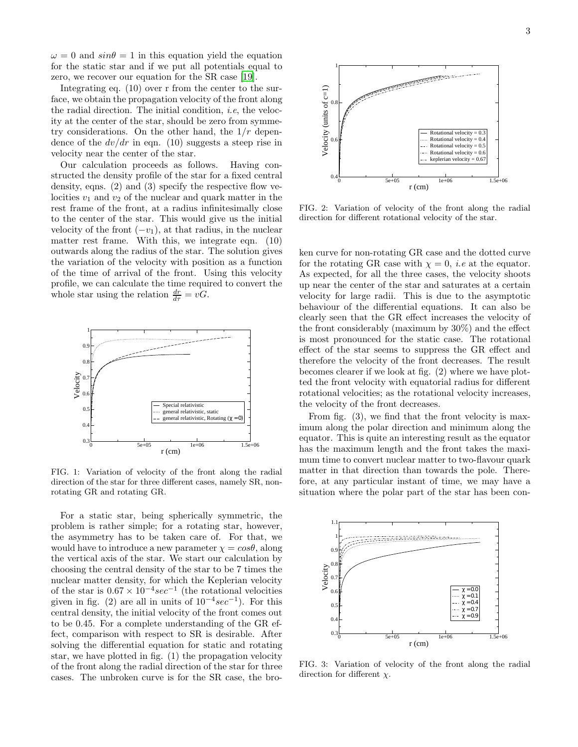$\omega = 0$ and $sin\theta = 1$ in this equation yield the equation for the static star and if we put all potentials equal to zero, we recover our equation for the SR case [19].

Integrating eq. (10) over r from the center to the surface, we obtain the propagation velocity of the front along the radial direction. The initial condition, *i.e*, the velocity at the center of the star, should be zero from symmetry considerations. On the other hand, the $1/r$ dependence of the $dv/dr$ in eqn. (10) suggests a steep rise in velocity near the center of the star.

Our calculation proceeds as follows. Having constructed the density profile of the star for a fixed central density, eqns. (2) and (3) specify the respective flow velocities $v_1$ and $v_2$ of the nuclear and quark matter in the rest frame of the front, at a radius infinitesimally close to the center of the star. This would give us the initial velocity of the front ($-v_1$), at that radius, in the nuclear matter rest frame. With this, we integrate eqn. (10) outwards along the radius of the star. The solution gives the variation of the velocity with position as a function of the time of arrival of the front. Using this velocity profile, we can calculate the time required to convert the whole star using the relation $\frac{dr}{d\tau} = vG$.

FIG. 1: Variation of velocity of the front along the radial direction of the star for three different cases, namely SR, non-rotating GR and rotating GR.

For a static star, being spherically symmetric, the problem is rather simple; for a rotating star, however, the asymmetry has to be taken care of. For that, we would have to introduce a new parameter $\chi = cos\theta$, along the vertical axis of the star. We start our calculation by choosing the central density of the star to be 7 times the nuclear matter density, for which the Keplerian velocity of the star is $0.67 \times 10^{-4} sec^{-1}$ (the rotational velocities given in fig. (2) are all in units of $10^{-4} sec^{-1}$). For this central density, the initial velocity of the front comes out to be 0.45. For a complete understanding of the GR effect, comparison with respect to SR is desirable. After solving the differential equation for static and rotating star, we have plotted in fig. (1) the propagation velocity of the front along the radial direction of the star for three cases. The unbroken curve is for the SR case, the broken curve for non-rotating GR case and the dotted curve for the rotating GR case with $\chi = 0$, *i.e* at the equator. As expected, for all the three cases, the velocity shoots up near the center of the star and saturates at a certain velocity for large radii. This is due to the asymptotic behaviour of the differential equations. It can also be clearly seen that the GR effect increases the velocity of the front considerably (maximum by 30%) and the effect is most pronounced for the static case. The rotational effect of the star seems to suppress the GR effect and therefore the velocity of the front decreases. The result becomes clearer if we look at fig. (2) where we have plotted the front velocity with equatorial radius for different rotational velocities; as the rotational velocity increases, the velocity of the front decreases.

FIG. 2: Variation of velocity of the front along the radial direction for different rotational velocity of the star.

From fig. (3), we find that the front velocity is maximum along the polar direction and minimum along the equator. This is quite an interesting result as the equator has the maximum length and the front takes the maximum time to convert nuclear matter to two-flavour quark matter in that direction than towards the pole. Therefore, at any particular instant of time, we may have a situation where the polar part of the star has been con-

FIG. 3: Variation of velocity of the front along the radial direction for different $\chi$.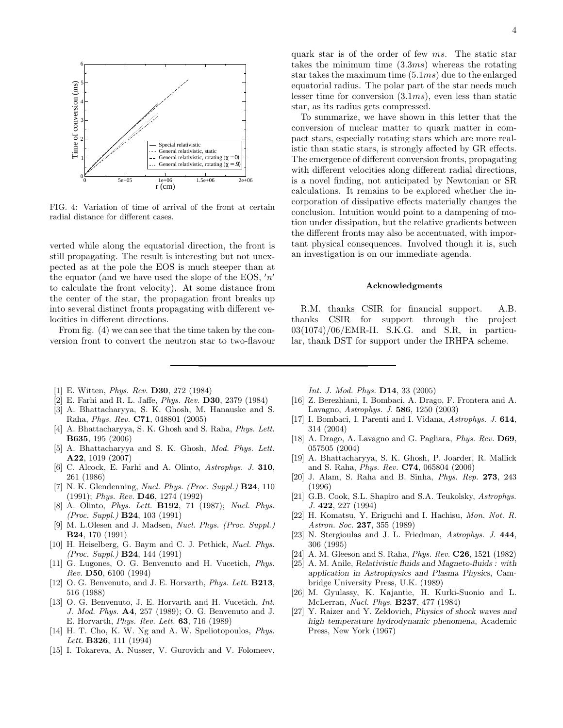Time of conversion (ms)

r (cm)

0, 1, 2, 3, 4, 5, 6

0, 5e+05, 1e+06, 1.5e+06, 2e+06

Special relativistic
General relativistic, static
General relativistic, rotating ($\chi$ =0)
General relativistic, rotating ($\chi$ =.9)

FIG. 4: Variation of time of arrival of the front at certain radial distance for different cases.

verted while along the equatorial direction, the front is still propagating. The result is interesting but not unexpected as at the pole the EOS is much steeper than at the equator (and we have used the slope of the EOS, $'n'$ to calculate the front velocity). At some distance from the center of the star, the propagation front breaks up into several distinct fronts propagating with different velocities in different directions.

From fig. (4) we can see that the time taken by the conversion front to convert the neutron star to two-flavour quark star is of the order of few $ms$. The static star takes the minimum time ($3.3ms$) whereas the rotating star takes the maximum time ($5.1ms$) due to the enlarged equatorial radius. The polar part of the star needs much lesser time for conversion ($3.1ms$), even less than static star, as its radius gets compressed.

To summarize, we have shown in this letter that the conversion of nuclear matter to quark matter in compact stars, especially rotating stars which are more realistic than static stars, is strongly affected by GR effects. The emergence of different conversion fronts, propagating with different velocities along different radial directions, is a novel finding, not anticipated by Newtonian or SR calculations. It remains to be explored whether the incorporation of dissipative effects materially changes the conclusion. Intuition would point to a dampening of motion under dissipation, but the relative gradients between the different fronts may also be accentuated, with important physical consequences. Involved though it is, such an investigation is on our immediate agenda.

### Acknowledgments

R.M. thanks CSIR for financial support. A.B. thanks CSIR for support through the project 03(1074)/06/EMR-II. S.K.G. and S.R, in particular, thank DST for support under the IRHPA scheme.

---

[1] E. Witten, *Phys. Rev.* **D30**, 272 (1984)
[2] E. Farhi and R. L. Jaffe, *Phys. Rev.* **D30**, 2379 (1984)
[3] A. Bhattacharyya, S. K. Ghosh, M. Hanauske and S. Raha, *Phys. Rev.* **C71**, 048801 (2005)
[4] A. Bhattacharyya, S. K. Ghosh and S. Raha, *Phys. Lett.* **B635**, 195 (2006)
[5] A. Bhattacharyya and S. K. Ghosh, *Mod. Phys. Lett.* **A22**, 1019 (2007)
[6] C. Alcock, E. Farhi and A. Olinto, *Astrophys. J.* **310**, 261 (1986)
[7] N. K. Glendenning, *Nucl. Phys. (Proc. Suppl.)* **B24**, 110 (1991); *Phys. Rev.* **D46**, 1274 (1992)
[8] A. Olinto, *Phys. Lett.* **B192**, 71 (1987); *Nucl. Phys. (Proc. Suppl.)* **B24**, 103 (1991)
[9] M. L.Olesen and J. Madsen, *Nucl. Phys. (Proc. Suppl.)* **B24**, 170 (1991)
[10] H. Heiselberg, G. Baym and C. J. Pethick, *Nucl. Phys. (Proc. Suppl.)* **B24**, 144 (1991)
[11] G. Lugones, O. G. Benvenuto and H. Vucetich, *Phys. Rev.* **D50**, 6100 (1994)
[12] O. G. Benvenuto, and J. E. Horvarth, *Phys. Lett.* **B213**, 516 (1988)
[13] O. G. Benvenuto, J. E. Horvarth and H. Vucetich, *Int. J. Mod. Phys.* **A4**, 257 (1989); O. G. Benvenuto and J. E. Horvarth, *Phys. Rev. Lett.* **63**, 716 (1989)
[14] H. T. Cho, K. W. Ng and A. W. Speliotopoulos, *Phys. Lett.* **B326**, 111 (1994)
[15] I. Tokareva, A. Nusser, V. Gurovich and V. Folomeev, *Int. J. Mod. Phys.* **D14**, 33 (2005)
[16] Z. Berezhiani, I. Bombaci, A. Drago, F. Frontera and A. Lavagno, *Astrophys. J.* **586**, 1250 (2003)
[17] I. Bombaci, I. Parenti and I. Vidana, *Astrophys. J.* **614**, 314 (2004)
[18] A. Drago, A. Lavagno and G. Pagliara, *Phys. Rev.* **D69**, 057505 (2004)
[19] A. Bhattacharyya, S. K. Ghosh, P. Joarder, R. Mallick and S. Raha, *Phys. Rev.* **C74**, 065804 (2006)
[20] J. Alam, S. Raha and B. Sinha, *Phys. Rep.* **273**, 243 (1996)
[21] G.B. Cook, S.L. Shapiro and S.A. Teukolsky, *Astrophys. J.* **422**, 227 (1994)
[22] H. Komatsu, Y. Eriguchi and I. Hachisu, *Mon. Not. R. Astron. Soc.* **237**, 355 (1989)
[23] N. Stergioulas and J. L. Friedman, *Astrophys. J.* **444**, 306 (1995)
[24] A. M. Gleeson and S. Raha, *Phys. Rev.* **C26**, 1521 (1982)
[25] A. M. Anile, *Relativistic fluids and Magneto-fluids : with application in Astrophysics and Plasma Physics*, Cambridge University Press, U.K. (1989)
[26] M. Gyulassy, K. Kajantie, H. Kurki-Suonio and L. McLerran, *Nucl. Phys.* **B237**, 477 (1984)
[27] Y. Raizer and Y. Zeldovich, *Physics of shock waves and high temperature hydrodynamic phenomena*, Academic Press, New York (1967)